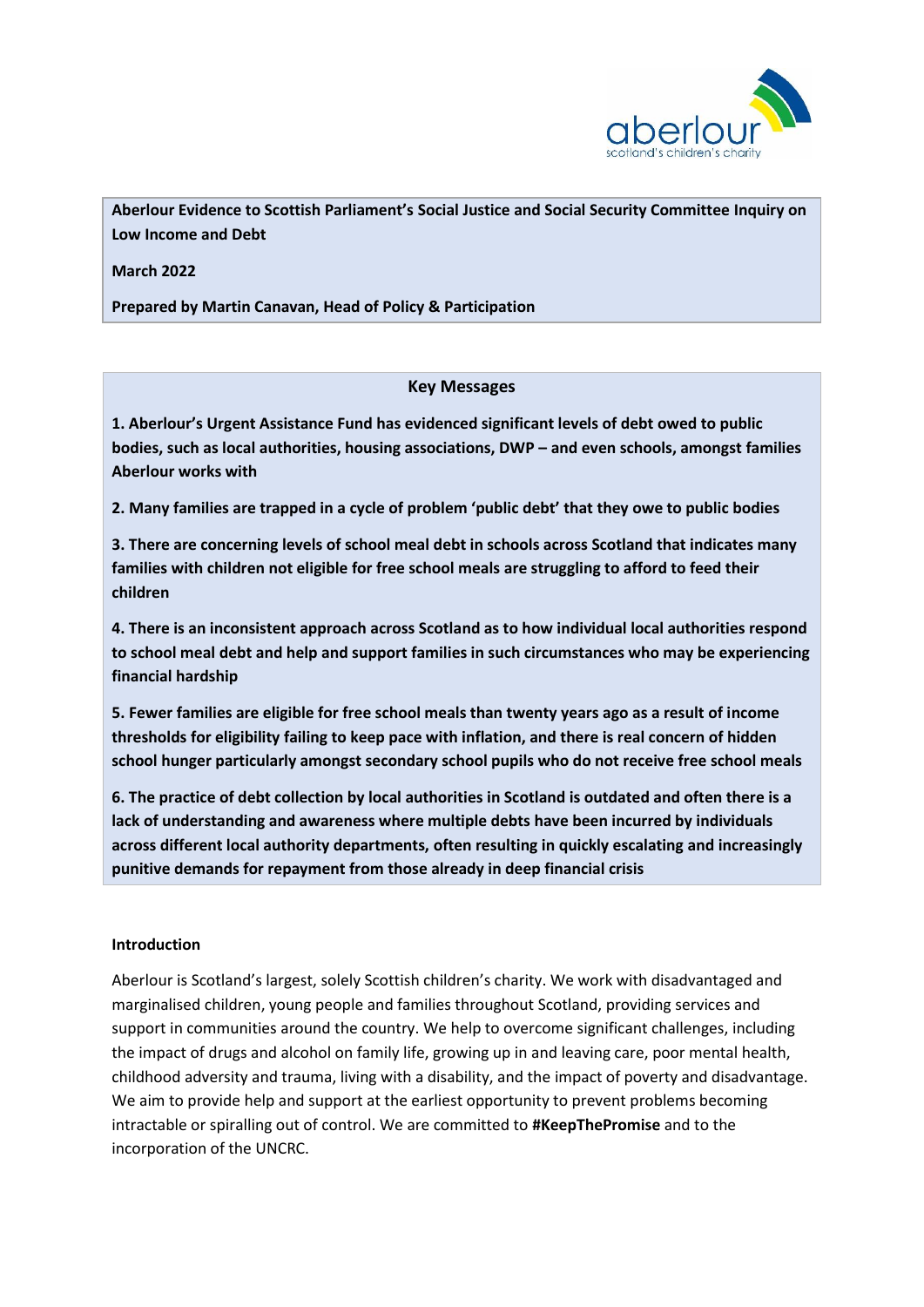**Aberlour Evidence to Scottish Parliament's Social Justice and Social Security Committee Inquiry on Low Income and Debt**

**March 2022**

**Prepared by Martin Canavan, Head of Policy & Participation**

## Key Messages

**1. Aberlour's Urgent Assistance Fund has evidenced significant levels of debt owed to public bodies, such as local authorities, housing associations, DWP – and even schools, amongst families Aberlour works with**

**2. Many families are trapped in a cycle of problem 'public debt' that they owe to public bodies**

**3. There are concerning levels of school meal debt in schools across Scotland that indicates many families with children not eligible for free school meals are struggling to afford to feed their children**

**4. There is an inconsistent approach across Scotland as to how individual local authorities respond to school meal debt and help and support families in such circumstances who may be experiencing financial hardship**

**5. Fewer families are eligible for free school meals than twenty years ago as a result of income thresholds for eligibility failing to keep pace with inflation, and there is real concern of hidden school hunger particularly amongst secondary school pupils who do not receive free school meals**

**6. The practice of debt collection by local authorities in Scotland is outdated and often there is a lack of understanding and awareness where multiple debts have been incurred by individuals across different local authority departments, often resulting in quickly escalating and increasingly punitive demands for repayment from those already in deep financial crisis**

## Introduction

Aberlour is Scotland's largest, solely Scottish children's charity. We work with disadvantaged and marginalised children, young people and families throughout Scotland, providing services and support in communities around the country. We help to overcome significant challenges, including the impact of drugs and alcohol on family life, growing up in and leaving care, poor mental health, childhood adversity and trauma, living with a disability, and the impact of poverty and disadvantage. We aim to provide help and support at the earliest opportunity to prevent problems becoming intractable or spiralling out of control. We are committed to **#KeepThePromise** and to the incorporation of the UNCRC.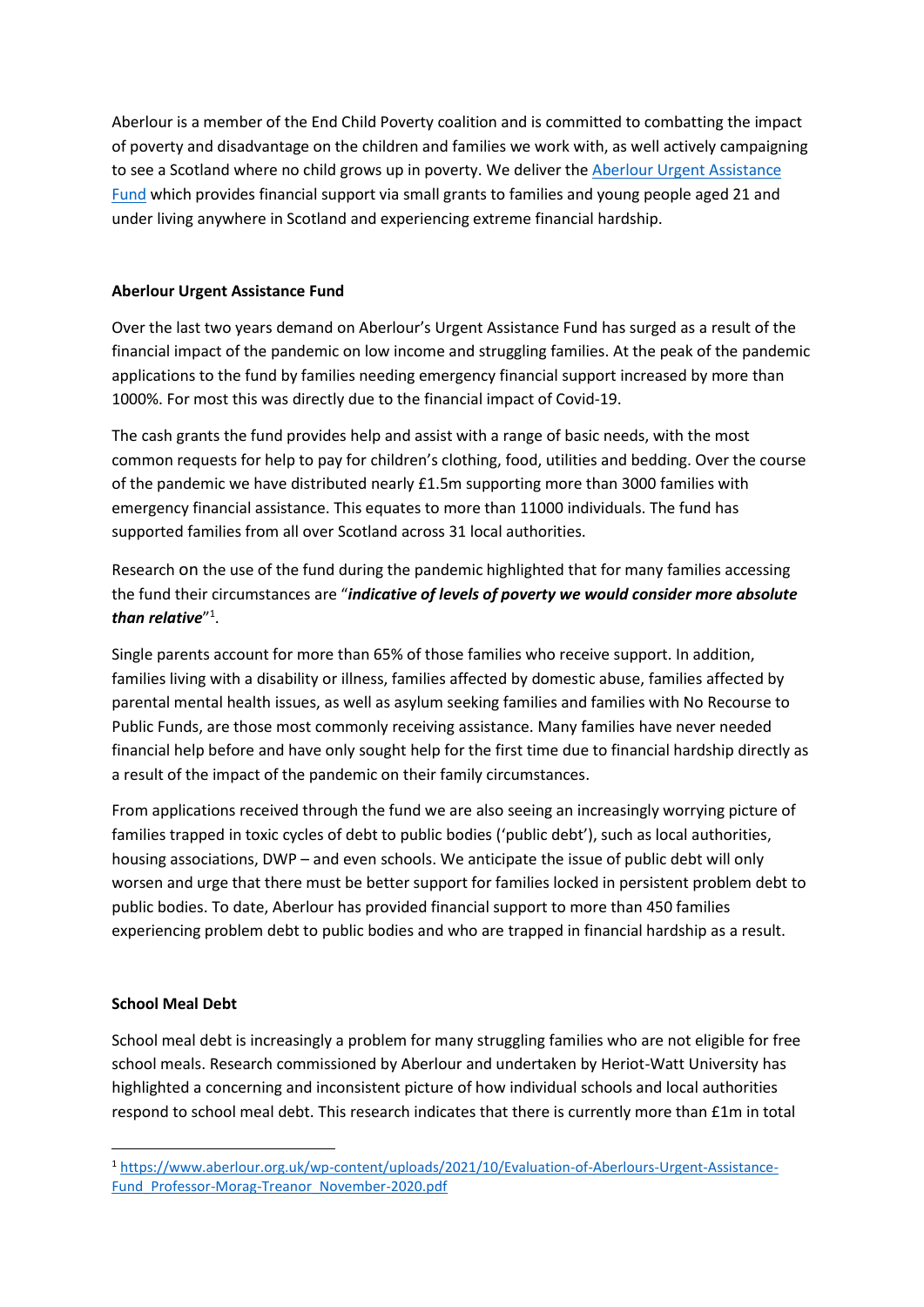Aberlour is a member of the End Child Poverty coalition and is committed to combatting the impact of poverty and disadvantage on the children and families we work with, as well actively campaigning to see a Scotland where no child grows up in poverty. We deliver the [Aberlour Urgent Assistance Fund]() which provides financial support via small grants to families and young people aged 21 and under living anywhere in Scotland and experiencing extreme financial hardship.

**Aberlour Urgent Assistance Fund**

Over the last two years demand on Aberlour's Urgent Assistance Fund has surged as a result of the financial impact of the pandemic on low income and struggling families. At the peak of the pandemic applications to the fund by families needing emergency financial support increased by more than 1000%. For most this was directly due to the financial impact of Covid-19.

The cash grants the fund provides help and assist with a range of basic needs, with the most common requests for help to pay for children's clothing, food, utilities and bedding. Over the course of the pandemic we have distributed nearly £1.5m supporting more than 3000 families with emergency financial assistance. This equates to more than 11000 individuals. The fund has supported families from all over Scotland across 31 local authorities.

Research on the use of the fund during the pandemic highlighted that for many families accessing the fund their circumstances are "***indicative of levels of poverty we would consider more absolute than relative***"[1].

Single parents account for more than 65% of those families who receive support. In addition, families living with a disability or illness, families affected by domestic abuse, families affected by parental mental health issues, as well as asylum seeking families and families with No Recourse to Public Funds, are those most commonly receiving assistance. Many families have never needed financial help before and have only sought help for the first time due to financial hardship directly as a result of the impact of the pandemic on their family circumstances.

From applications received through the fund we are also seeing an increasingly worrying picture of families trapped in toxic cycles of debt to public bodies ('public debt'), such as local authorities, housing associations, DWP – and even schools. We anticipate the issue of public debt will only worsen and urge that there must be better support for families locked in persistent problem debt to public bodies. To date, Aberlour has provided financial support to more than 450 families experiencing problem debt to public bodies and who are trapped in financial hardship as a result.

**School Meal Debt**

School meal debt is increasingly a problem for many struggling families who are not eligible for free school meals. Research commissioned by Aberlour and undertaken by Heriot-Watt University has highlighted a concerning and inconsistent picture of how individual schools and local authorities respond to school meal debt. This research indicates that there is currently more than £1m in total

---

[1] https://www.aberlour.org.uk/wp-content/uploads/2021/10/Evaluation-of-Aberlours-Urgent-Assistance-Fund_Professor-Morag-Treanor_November-2020.pdf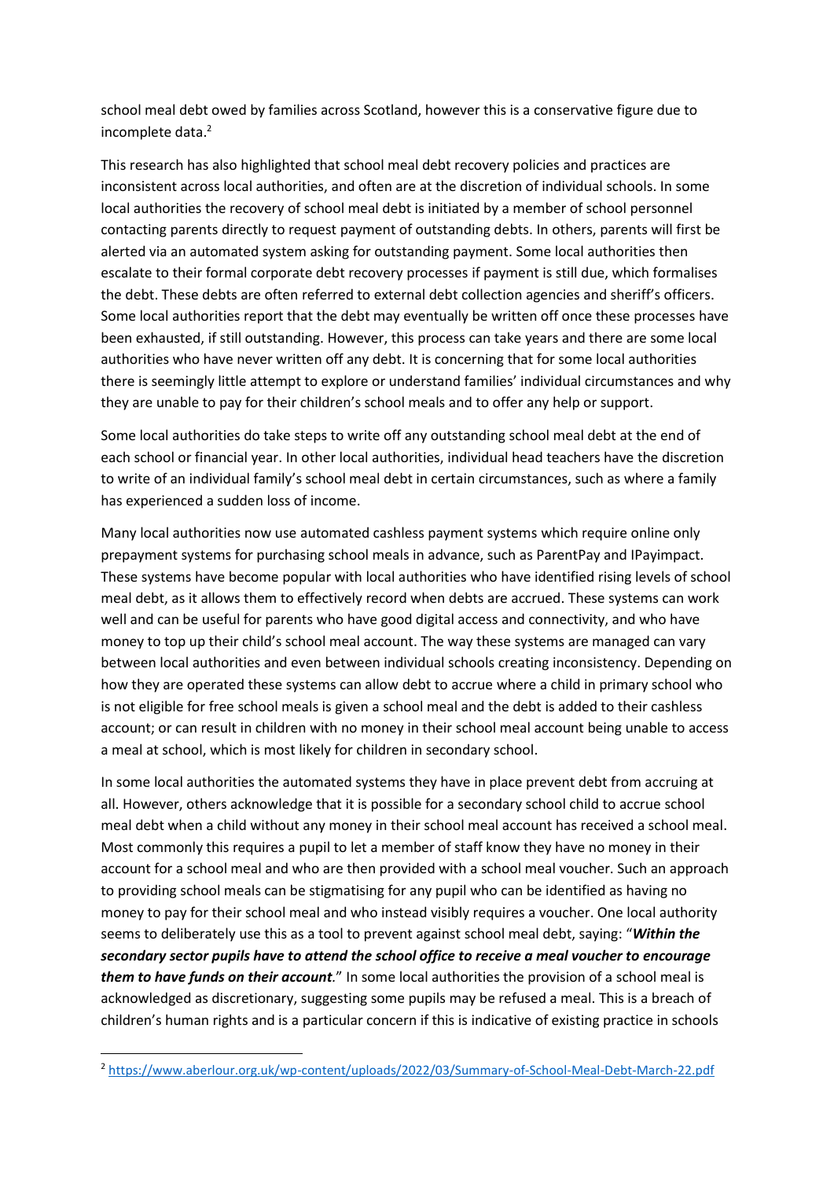school meal debt owed by families across Scotland, however this is a conservative figure due to incomplete data.[2]

This research has also highlighted that school meal debt recovery policies and practices are inconsistent across local authorities, and often are at the discretion of individual schools. In some local authorities the recovery of school meal debt is initiated by a member of school personnel contacting parents directly to request payment of outstanding debts. In others, parents will first be alerted via an automated system asking for outstanding payment. Some local authorities then escalate to their formal corporate debt recovery processes if payment is still due, which formalises the debt. These debts are often referred to external debt collection agencies and sheriff's officers. Some local authorities report that the debt may eventually be written off once these processes have been exhausted, if still outstanding. However, this process can take years and there are some local authorities who have never written off any debt. It is concerning that for some local authorities there is seemingly little attempt to explore or understand families' individual circumstances and why they are unable to pay for their children's school meals and to offer any help or support.

Some local authorities do take steps to write off any outstanding school meal debt at the end of each school or financial year. In other local authorities, individual head teachers have the discretion to write of an individual family's school meal debt in certain circumstances, such as where a family has experienced a sudden loss of income.

Many local authorities now use automated cashless payment systems which require online only prepayment systems for purchasing school meals in advance, such as ParentPay and IPayimpact. These systems have become popular with local authorities who have identified rising levels of school meal debt, as it allows them to effectively record when debts are accrued. These systems can work well and can be useful for parents who have good digital access and connectivity, and who have money to top up their child's school meal account. The way these systems are managed can vary between local authorities and even between individual schools creating inconsistency. Depending on how they are operated these systems can allow debt to accrue where a child in primary school who is not eligible for free school meals is given a school meal and the debt is added to their cashless account; or can result in children with no money in their school meal account being unable to access a meal at school, which is most likely for children in secondary school.

In some local authorities the automated systems they have in place prevent debt from accruing at all. However, others acknowledge that it is possible for a secondary school child to accrue school meal debt when a child without any money in their school meal account has received a school meal. Most commonly this requires a pupil to let a member of staff know they have no money in their account for a school meal and who are then provided with a school meal voucher. Such an approach to providing school meals can be stigmatising for any pupil who can be identified as having no money to pay for their school meal and who instead visibly requires a voucher. One local authority seems to deliberately use this as a tool to prevent against school meal debt, saying: "***Within the secondary sector pupils have to attend the school office to receive a meal voucher to encourage them to have funds on their account***." In some local authorities the provision of a school meal is acknowledged as discretionary, suggesting some pupils may be refused a meal. This is a breach of children's human rights and is a particular concern if this is indicative of existing practice in schools

---

[2] https://www.aberlour.org.uk/wp-content/uploads/2022/03/Summary-of-School-Meal-Debt-March-22.pdf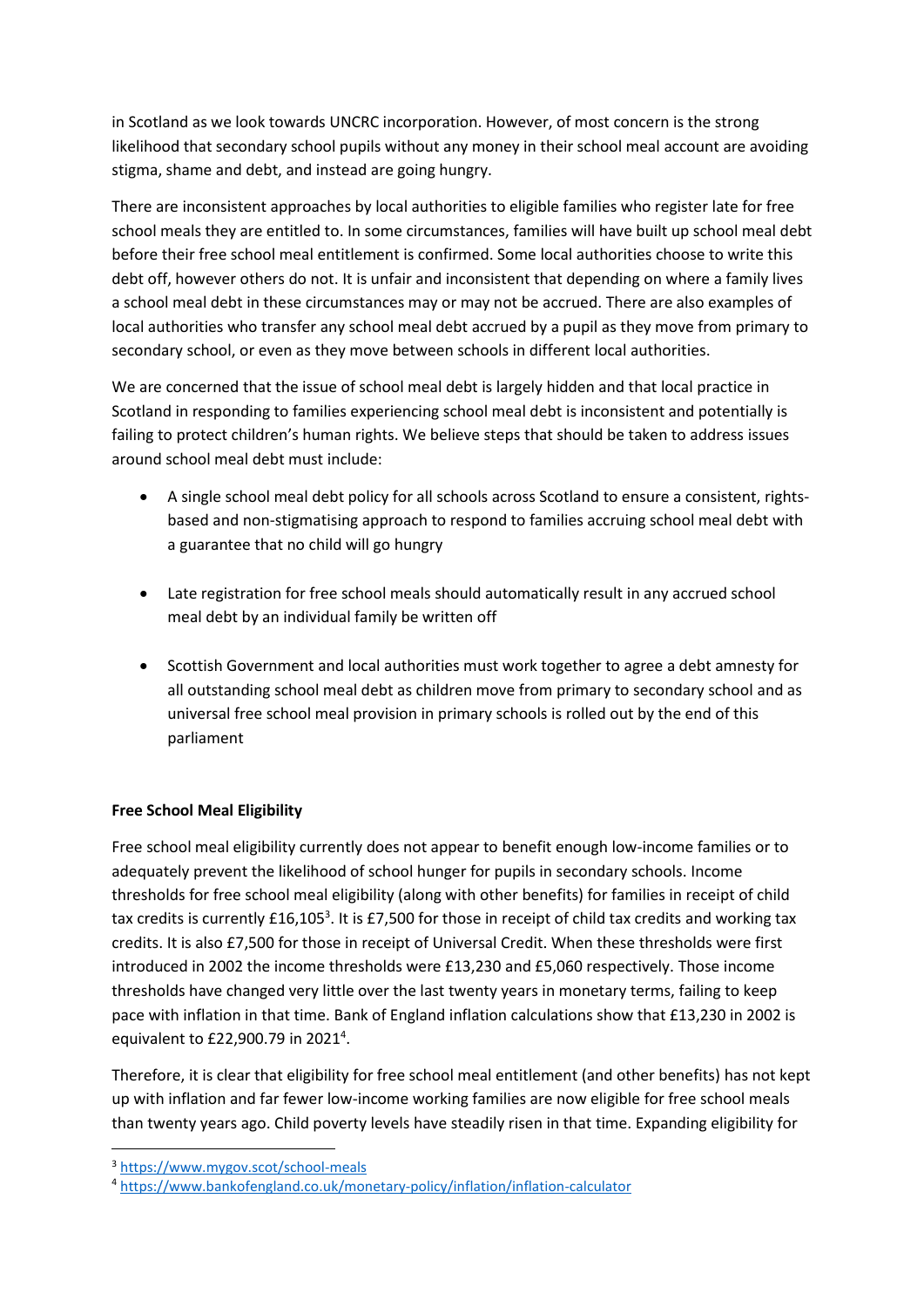in Scotland as we look towards UNCRC incorporation. However, of most concern is the strong likelihood that secondary school pupils without any money in their school meal account are avoiding stigma, shame and debt, and instead are going hungry.

There are inconsistent approaches by local authorities to eligible families who register late for free school meals they are entitled to. In some circumstances, families will have built up school meal debt before their free school meal entitlement is confirmed. Some local authorities choose to write this debt off, however others do not. It is unfair and inconsistent that depending on where a family lives a school meal debt in these circumstances may or may not be accrued. There are also examples of local authorities who transfer any school meal debt accrued by a pupil as they move from primary to secondary school, or even as they move between schools in different local authorities.

We are concerned that the issue of school meal debt is largely hidden and that local practice in Scotland in responding to families experiencing school meal debt is inconsistent and potentially is failing to protect children's human rights. We believe steps that should be taken to address issues around school meal debt must include:

- A single school meal debt policy for all schools across Scotland to ensure a consistent, rights-based and non-stigmatising approach to respond to families accruing school meal debt with a guarantee that no child will go hungry

- Late registration for free school meals should automatically result in any accrued school meal debt by an individual family be written off

- Scottish Government and local authorities must work together to agree a debt amnesty for all outstanding school meal debt as children move from primary to secondary school and as universal free school meal provision in primary schools is rolled out by the end of this parliament

**Free School Meal Eligibility**

Free school meal eligibility currently does not appear to benefit enough low-income families or to adequately prevent the likelihood of school hunger for pupils in secondary schools. Income thresholds for free school meal eligibility (along with other benefits) for families in receipt of child tax credits is currently £16,105[3]. It is £7,500 for those in receipt of child tax credits and working tax credits. It is also £7,500 for those in receipt of Universal Credit. When these thresholds were first introduced in 2002 the income thresholds were £13,230 and £5,060 respectively. Those income thresholds have changed very little over the last twenty years in monetary terms, failing to keep pace with inflation in that time. Bank of England inflation calculations show that £13,230 in 2002 is equivalent to £22,900.79 in 2021[4].

Therefore, it is clear that eligibility for free school meal entitlement (and other benefits) has not kept up with inflation and far fewer low-income working families are now eligible for free school meals than twenty years ago. Child poverty levels have steadily risen in that time. Expanding eligibility for

[3] https://www.mygov.scot/school-meals

[4] https://www.bankofengland.co.uk/monetary-policy/inflation/inflation-calculator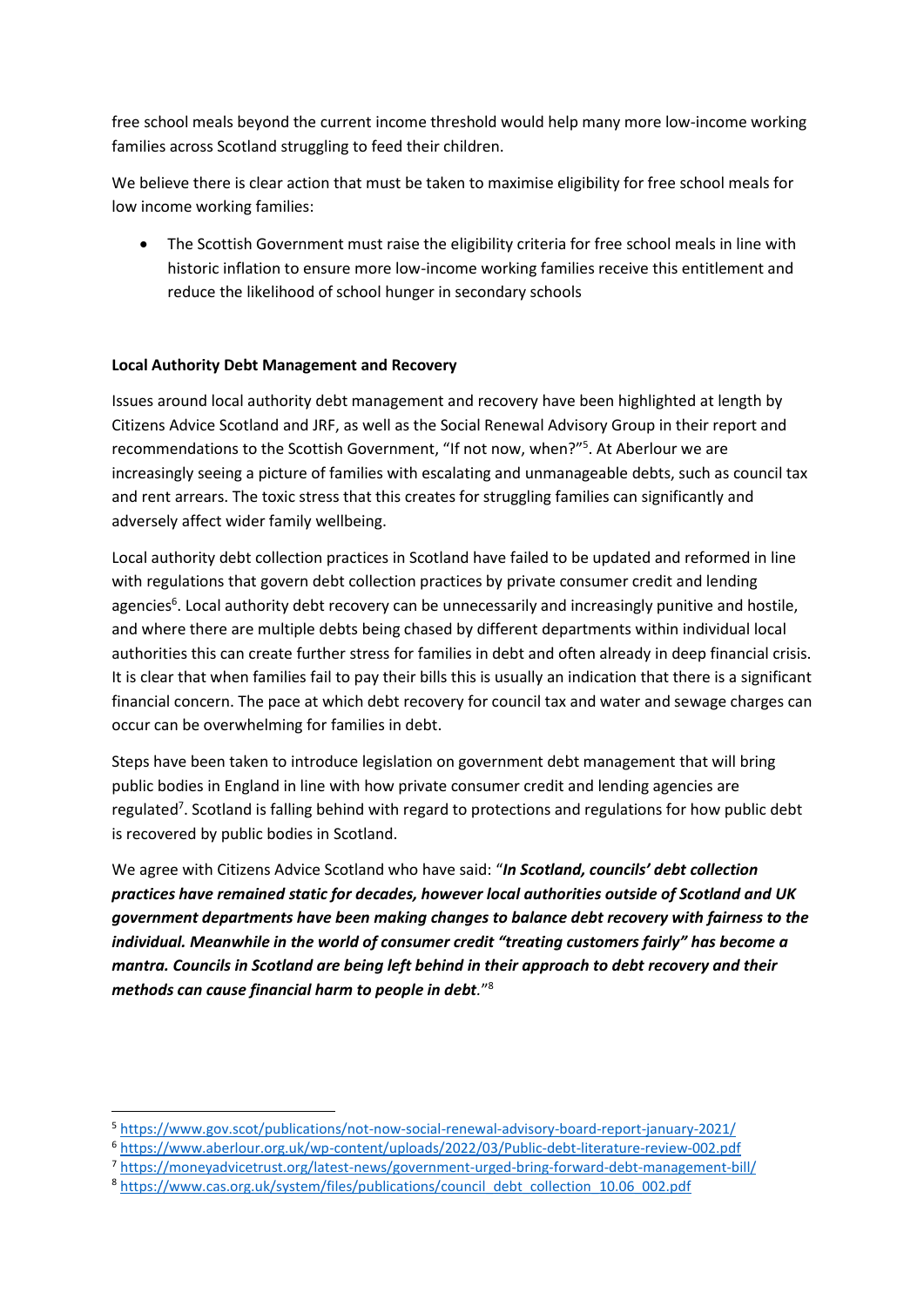free school meals beyond the current income threshold would help many more low-income working families across Scotland struggling to feed their children.

We believe there is clear action that must be taken to maximise eligibility for free school meals for low income working families:

- The Scottish Government must raise the eligibility criteria for free school meals in line with historic inflation to ensure more low-income working families receive this entitlement and reduce the likelihood of school hunger in secondary schools

**Local Authority Debt Management and Recovery**

Issues around local authority debt management and recovery have been highlighted at length by Citizens Advice Scotland and JRF, as well as the Social Renewal Advisory Group in their report and recommendations to the Scottish Government, "If not now, when?"[5]. At Aberlour we are increasingly seeing a picture of families with escalating and unmanageable debts, such as council tax and rent arrears. The toxic stress that this creates for struggling families can significantly and adversely affect wider family wellbeing.

Local authority debt collection practices in Scotland have failed to be updated and reformed in line with regulations that govern debt collection practices by private consumer credit and lending agencies[6]. Local authority debt recovery can be unnecessarily and increasingly punitive and hostile, and where there are multiple debts being chased by different departments within individual local authorities this can create further stress for families in debt and often already in deep financial crisis. It is clear that when families fail to pay their bills this is usually an indication that there is a significant financial concern. The pace at which debt recovery for council tax and water and sewage charges can occur can be overwhelming for families in debt.

Steps have been taken to introduce legislation on government debt management that will bring public bodies in England in line with how private consumer credit and lending agencies are regulated[7]. Scotland is falling behind with regard to protections and regulations for how public debt is recovered by public bodies in Scotland.

We agree with Citizens Advice Scotland who have said: "***In Scotland, councils' debt collection practices have remained static for decades, however local authorities outside of Scotland and UK government departments have been making changes to balance debt recovery with fairness to the individual. Meanwhile in the world of consumer credit "treating customers fairly" has become a mantra. Councils in Scotland are being left behind in their approach to debt recovery and their methods can cause financial harm to people in debt***."[8]

---

[5] https://www.gov.scot/publications/not-now-social-renewal-advisory-board-report-january-2021/

[6] https://www.aberlour.org.uk/wp-content/uploads/2022/03/Public-debt-literature-review-002.pdf

[7] https://moneyadvicetrust.org/latest-news/government-urged-bring-forward-debt-management-bill/

[8] https://www.cas.org.uk/system/files/publications/council_debt_collection_10.06_002.pdf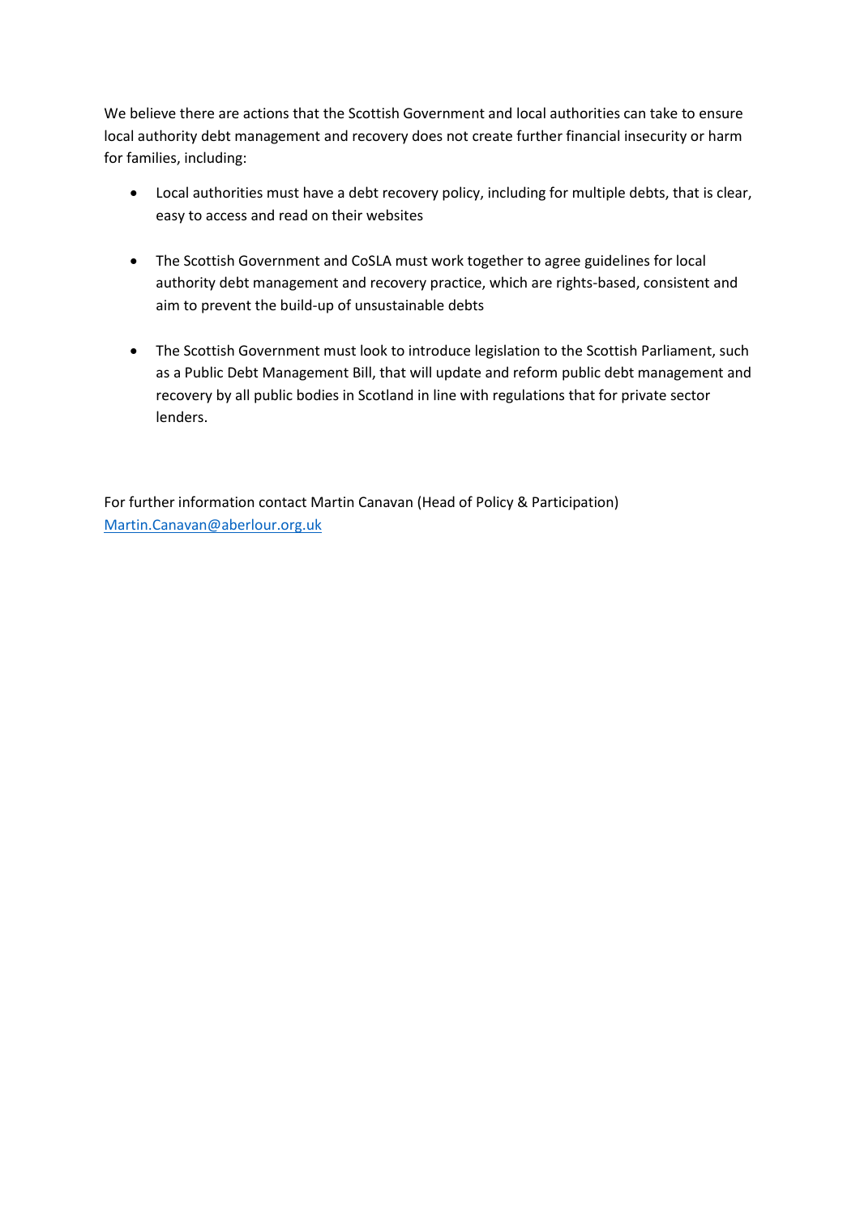We believe there are actions that the Scottish Government and local authorities can take to ensure local authority debt management and recovery does not create further financial insecurity or harm for families, including:

- Local authorities must have a debt recovery policy, including for multiple debts, that is clear, easy to access and read on their websites

- The Scottish Government and CoSLA must work together to agree guidelines for local authority debt management and recovery practice, which are rights-based, consistent and aim to prevent the build-up of unsustainable debts

- The Scottish Government must look to introduce legislation to the Scottish Parliament, such as a Public Debt Management Bill, that will update and reform public debt management and recovery by all public bodies in Scotland in line with regulations that for private sector lenders.

For further information contact Martin Canavan (Head of Policy & Participation)
[Martin.Canavan@aberlour.org.uk](mailto:Martin.Canavan@aberlour.org.uk)